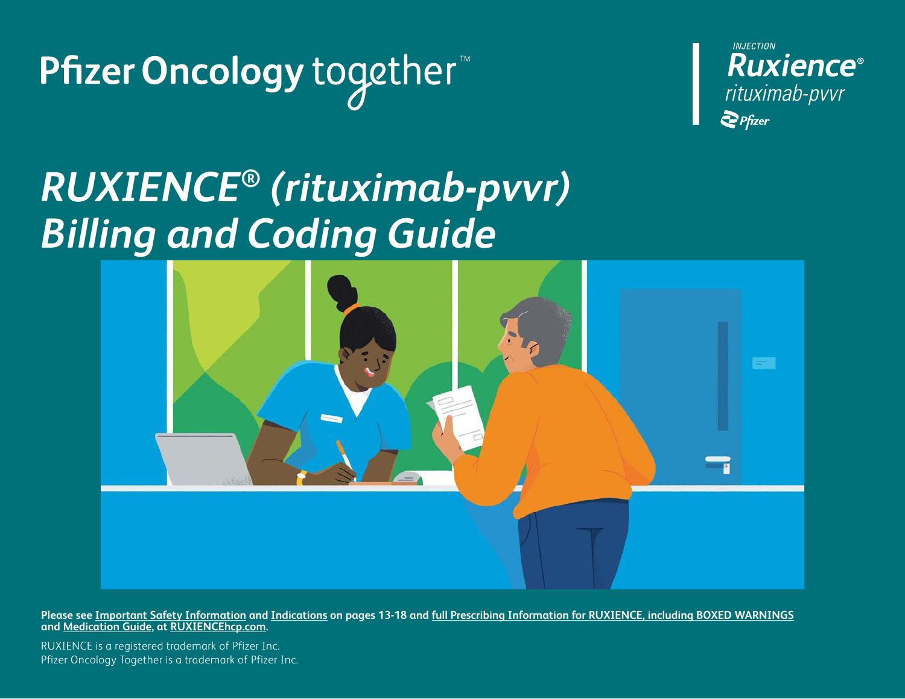Pfizer Oncology together™

INJECTION
Ruxience®
rituximab-pvvr
Pfizer

# *RUXIENCE® (rituximab-pvvr) Billing and Coding Guide*

**Please see Important Safety Information and Indications on pages 13-18 and full Prescribing Information for RUXIENCE, including BOXED WARNINGS and Medication Guide, at RUXIENCEhcp.com.**

RUXIENCE is a registered trademark of Pfizer Inc.
Pfizer Oncology Together is a trademark of Pfizer Inc.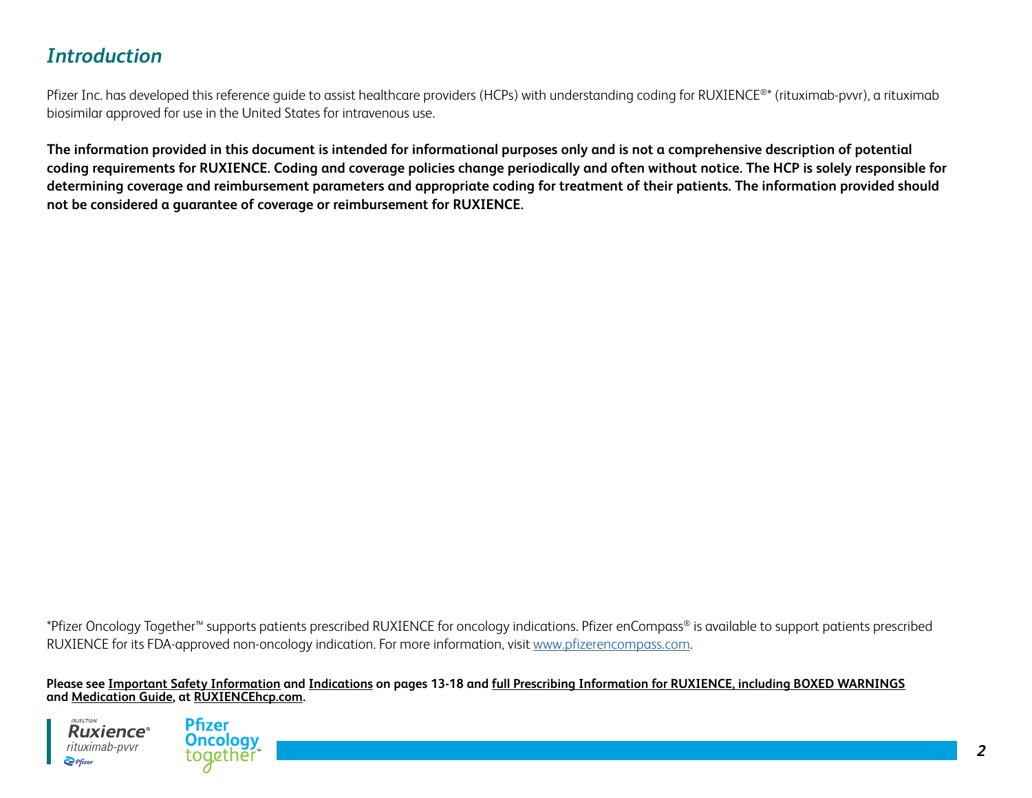## *Introduction*

Pfizer Inc. has developed this reference guide to assist healthcare providers (HCPs) with understanding coding for RUXIENCE®* (rituximab-pvvr), a rituximab biosimilar approved for use in the United States for intravenous use.

**The information provided in this document is intended for informational purposes only and is not a comprehensive description of potential coding requirements for RUXIENCE. Coding and coverage policies change periodically and often without notice. The HCP is solely responsible for determining coverage and reimbursement parameters and appropriate coding for treatment of their patients. The information provided should not be considered a guarantee of coverage or reimbursement for RUXIENCE.**

*Pfizer Oncology Together™ supports patients prescribed RUXIENCE for oncology indications. Pfizer enCompass® is available to support patients prescribed RUXIENCE for its FDA-approved non-oncology indication. For more information, visit www.pfizerencompass.com.

**Please see Important Safety Information and Indications on pages 13-18 and full Prescribing Information for RUXIENCE, including BOXED WARNINGS and Medication Guide, at RUXIENCEhcp.com.**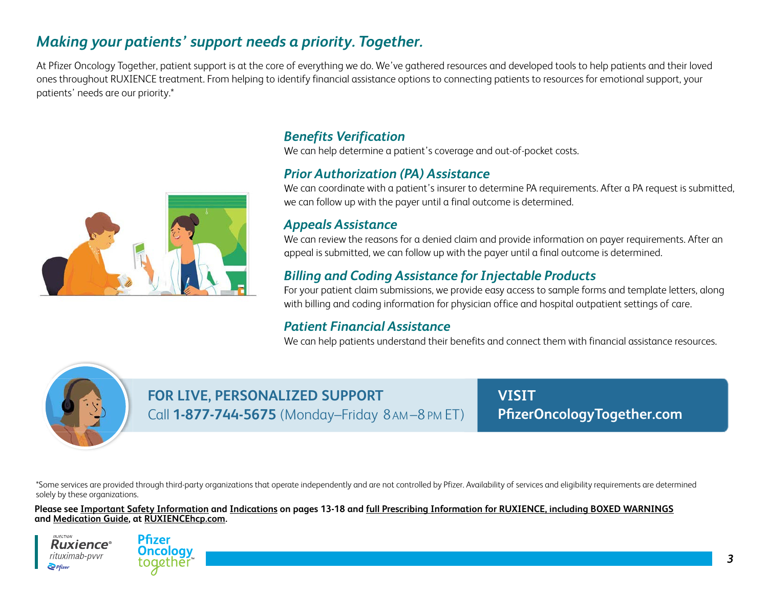## *Making your patients' support needs a priority. Together.*

At Pfizer Oncology Together, patient support is at the core of everything we do. We've gathered resources and developed tools to help patients and their loved ones throughout RUXIENCE treatment. From helping to identify financial assistance options to connecting patients to resources for emotional support, your patients' needs are our priority.*

### *Benefits Verification*

We can help determine a patient's coverage and out-of-pocket costs.

### *Prior Authorization (PA) Assistance*

We can coordinate with a patient's insurer to determine PA requirements. After a PA request is submitted, we can follow up with the payer until a final outcome is determined.

### *Appeals Assistance*

We can review the reasons for a denied claim and provide information on payer requirements. After an appeal is submitted, we can follow up with the payer until a final outcome is determined.

### *Billing and Coding Assistance for Injectable Products*

For your patient claim submissions, we provide easy access to sample forms and template letters, along with billing and coding information for physician office and hospital outpatient settings of care.

### *Patient Financial Assistance*

We can help patients understand their benefits and connect them with financial assistance resources.

**FOR LIVE, PERSONALIZED SUPPORT**
Call **1-877-744-5675** (Monday–Friday 8 AM–8 PM ET)

**VISIT**
**PfizerOncologyTogether.com**

*Some services are provided through third-party organizations that operate independently and are not controlled by Pfizer. Availability of services and eligibility requirements are determined solely by these organizations.

**Please see Important Safety Information and Indications on pages 13-18 and full Prescribing Information for RUXIENCE, including BOXED WARNINGS and Medication Guide, at RUXIENCEhcp.com.**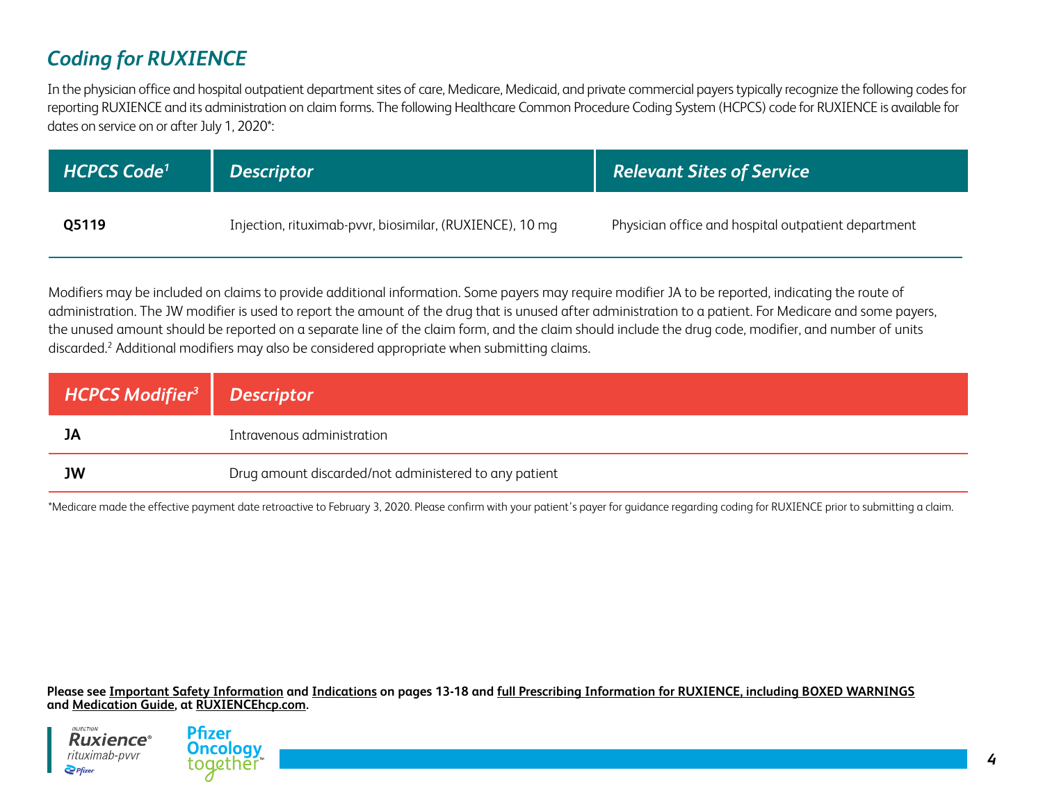## *Coding for RUXIENCE*

In the physician office and hospital outpatient department sites of care, Medicare, Medicaid, and private commercial payers typically recognize the following codes for reporting RUXIENCE and its administration on claim forms. The following Healthcare Common Procedure Coding System (HCPCS) code for RUXIENCE is available for dates on service on or after July 1, 2020*:

| *HCPCS Code*[1] | *Descriptor* | *Relevant Sites of Service* |
|---|---|---|
| **Q5119** | Injection, rituximab-pvvr, biosimilar, (RUXIENCE), 10 mg | Physician office and hospital outpatient department |

Modifiers may be included on claims to provide additional information. Some payers may require modifier JA to be reported, indicating the route of administration. The JW modifier is used to report the amount of the drug that is unused after administration to a patient. For Medicare and some payers, the unused amount should be reported on a separate line of the claim form, and the claim should include the drug code, modifier, and number of units discarded.[2] Additional modifiers may also be considered appropriate when submitting claims.

| *HCPCS Modifier*[3] | *Descriptor* |
|---|---|
| **JA** | Intravenous administration |
| **JW** | Drug amount discarded/not administered to any patient |

*Medicare made the effective payment date retroactive to February 3, 2020. Please confirm with your patient's payer for guidance regarding coding for RUXIENCE prior to submitting a claim.

**Please see Important Safety Information and Indications on pages 13-18 and full Prescribing Information for RUXIENCE, including BOXED WARNINGS and Medication Guide, at RUXIENCEhcp.com.**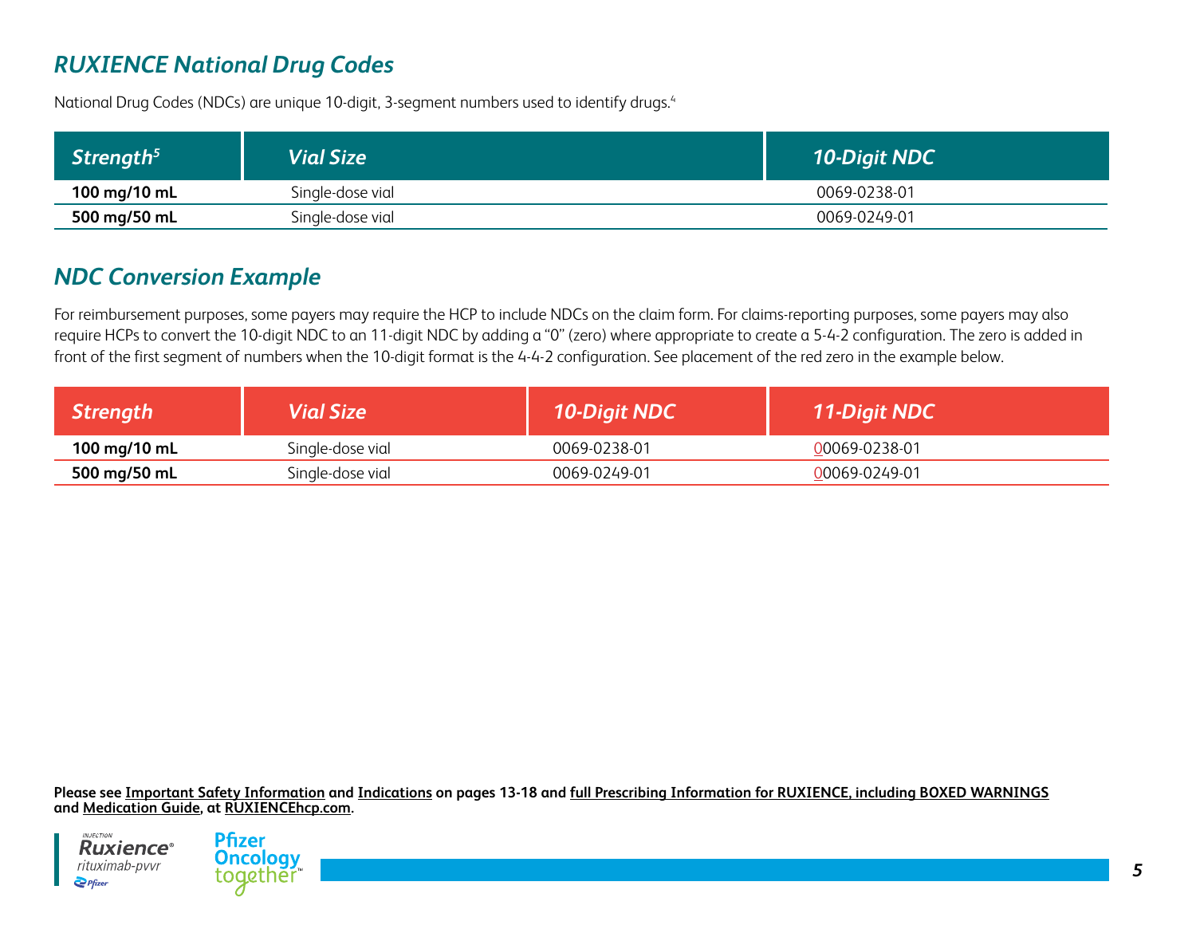## *RUXIENCE National Drug Codes*

National Drug Codes (NDCs) are unique 10-digit, 3-segment numbers used to identify drugs.[4]

| *Strength*[5] | *Vial Size* | *10-Digit NDC* |
|---|---|---|
| **100 mg/10 mL** | Single-dose vial | 0069-0238-01 |
| **500 mg/50 mL** | Single-dose vial | 0069-0249-01 |

## *NDC Conversion Example*

For reimbursement purposes, some payers may require the HCP to include NDCs on the claim form. For claims-reporting purposes, some payers may also require HCPs to convert the 10-digit NDC to an 11-digit NDC by adding a "0" (zero) where appropriate to create a 5-4-2 configuration. The zero is added in front of the first segment of numbers when the 10-digit format is the 4-4-2 configuration. See placement of the red zero in the example below.

| *Strength* | *Vial Size* | *10-Digit NDC* | *11-Digit NDC* |
|---|---|---|---|
| **100 mg/10 mL** | Single-dose vial | 0069-0238-01 | 00069-0238-01 |
| **500 mg/50 mL** | Single-dose vial | 0069-0249-01 | 00069-0249-01 |

**Please see Important Safety Information and Indications on pages 13-18 and full Prescribing Information for RUXIENCE, including BOXED WARNINGS and Medication Guide, at RUXIENCEhcp.com.**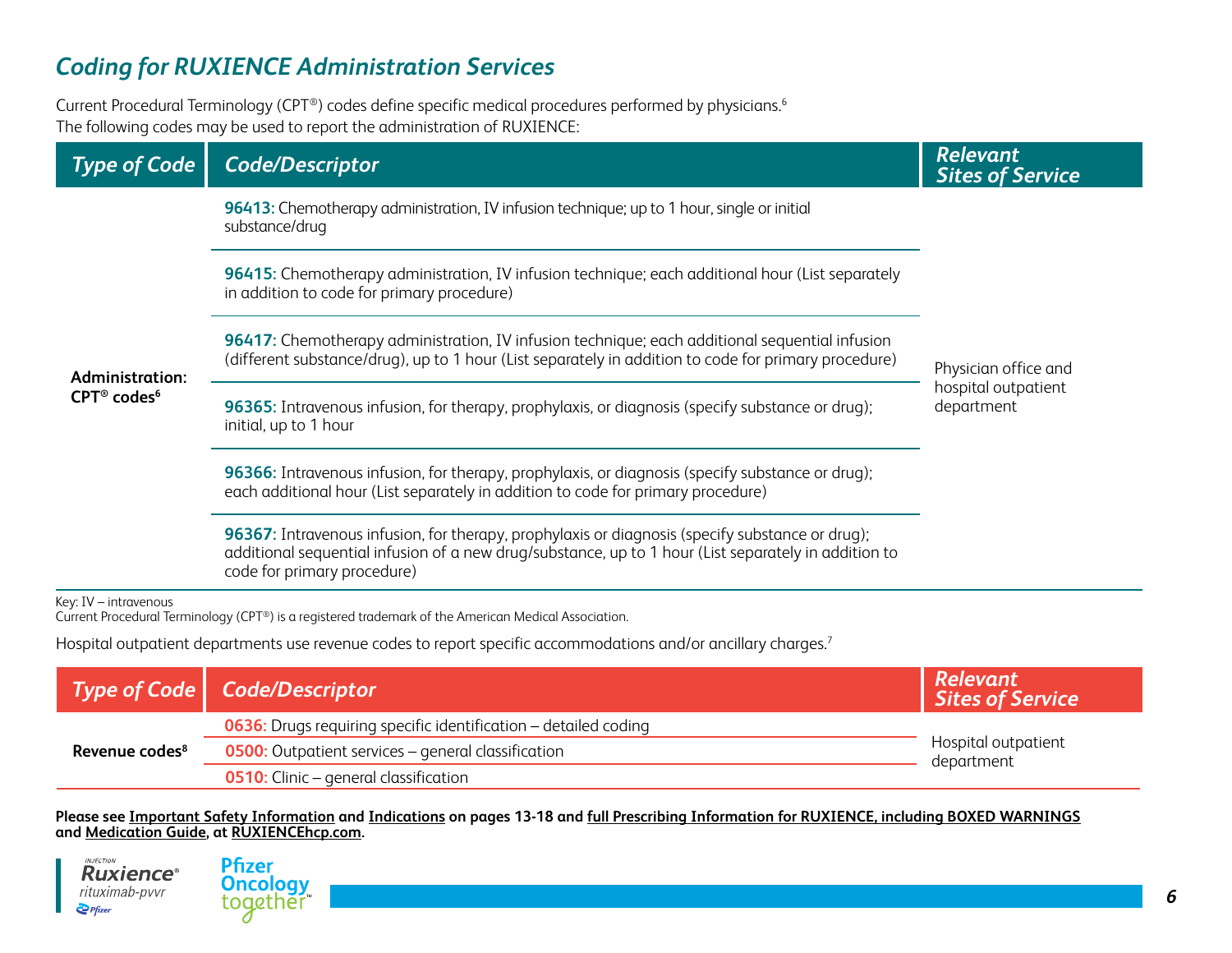## *Coding for RUXIENCE Administration Services*

Current Procedural Terminology (CPT®) codes define specific medical procedures performed by physicians.[6]
The following codes may be used to report the administration of RUXIENCE:

| *Type of Code* | *Code/Descriptor* | *Relevant Sites of Service* |
|---|---|---|
| **Administration: CPT® codes[6]** | **96413:** Chemotherapy administration, IV infusion technique; up to 1 hour, single or initial substance/drug | Physician office and hospital outpatient department |
| | **96415:** Chemotherapy administration, IV infusion technique; each additional hour (List separately in addition to code for primary procedure) | |
| | **96417:** Chemotherapy administration, IV infusion technique; each additional sequential infusion (different substance/drug), up to 1 hour (List separately in addition to code for primary procedure) | |
| | **96365:** Intravenous infusion, for therapy, prophylaxis, or diagnosis (specify substance or drug); initial, up to 1 hour | |
| | **96366:** Intravenous infusion, for therapy, prophylaxis, or diagnosis (specify substance or drug); each additional hour (List separately in addition to code for primary procedure) | |
| | **96367:** Intravenous infusion, for therapy, prophylaxis or diagnosis (specify substance or drug); additional sequential infusion of a new drug/substance, up to 1 hour (List separately in addition to code for primary procedure) | |

Key: IV – intravenous
Current Procedural Terminology (CPT®) is a registered trademark of the American Medical Association.

Hospital outpatient departments use revenue codes to report specific accommodations and/or ancillary charges.[7]

| *Type of Code* | *Code/Descriptor* | *Relevant Sites of Service* |
|---|---|---|
| **Revenue codes[8]** | **0636:** Drugs requiring specific identification – detailed coding | Hospital outpatient department |
| | **0500:** Outpatient services – general classification | |
| | **0510:** Clinic – general classification | |

**Please see Important Safety Information and Indications on pages 13-18 and full Prescribing Information for RUXIENCE, including BOXED WARNINGS and Medication Guide, at RUXIENCEhcp.com.**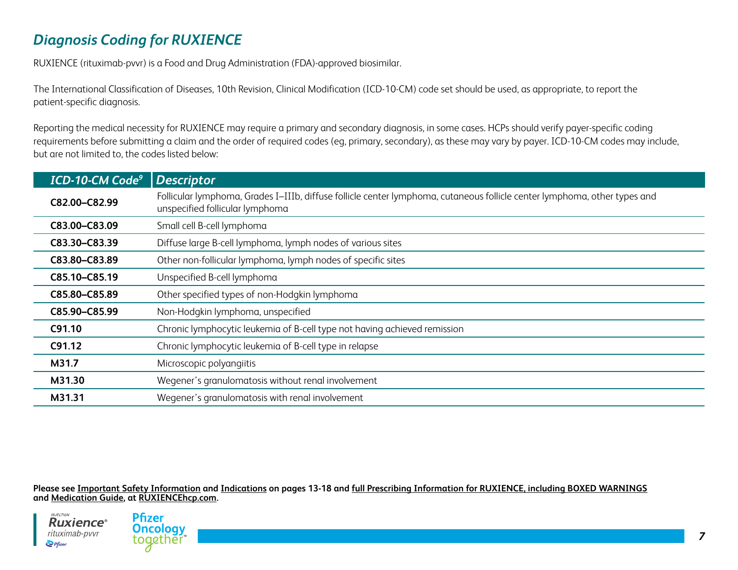## *Diagnosis Coding for RUXIENCE*

RUXIENCE (rituximab-pvvr) is a Food and Drug Administration (FDA)-approved biosimilar.

The International Classification of Diseases, 10th Revision, Clinical Modification (ICD-10-CM) code set should be used, as appropriate, to report the patient-specific diagnosis.

Reporting the medical necessity for RUXIENCE may require a primary and secondary diagnosis, in some cases. HCPs should verify payer-specific coding requirements before submitting a claim and the order of required codes (eg, primary, secondary), as these may vary by payer. ICD-10-CM codes may include, but are not limited to, the codes listed below:

| *ICD-10-CM Code*[9] | *Descriptor* |
|---|---|
| **C82.00–C82.99** | Follicular lymphoma, Grades I–IIIb, diffuse follicle center lymphoma, cutaneous follicle center lymphoma, other types and unspecified follicular lymphoma |
| **C83.00–C83.09** | Small cell B-cell lymphoma |
| **C83.30–C83.39** | Diffuse large B-cell lymphoma, lymph nodes of various sites |
| **C83.80–C83.89** | Other non-follicular lymphoma, lymph nodes of specific sites |
| **C85.10–C85.19** | Unspecified B-cell lymphoma |
| **C85.80–C85.89** | Other specified types of non-Hodgkin lymphoma |
| **C85.90–C85.99** | Non-Hodgkin lymphoma, unspecified |
| **C91.10** | Chronic lymphocytic leukemia of B-cell type not having achieved remission |
| **C91.12** | Chronic lymphocytic leukemia of B-cell type in relapse |
| **M31.7** | Microscopic polyangiitis |
| **M31.30** | Wegener's granulomatosis without renal involvement |
| **M31.31** | Wegener's granulomatosis with renal involvement |

**Please see Important Safety Information and Indications on pages 13-18 and full Prescribing Information for RUXIENCE, including BOXED WARNINGS and Medication Guide, at RUXIENCEhcp.com.**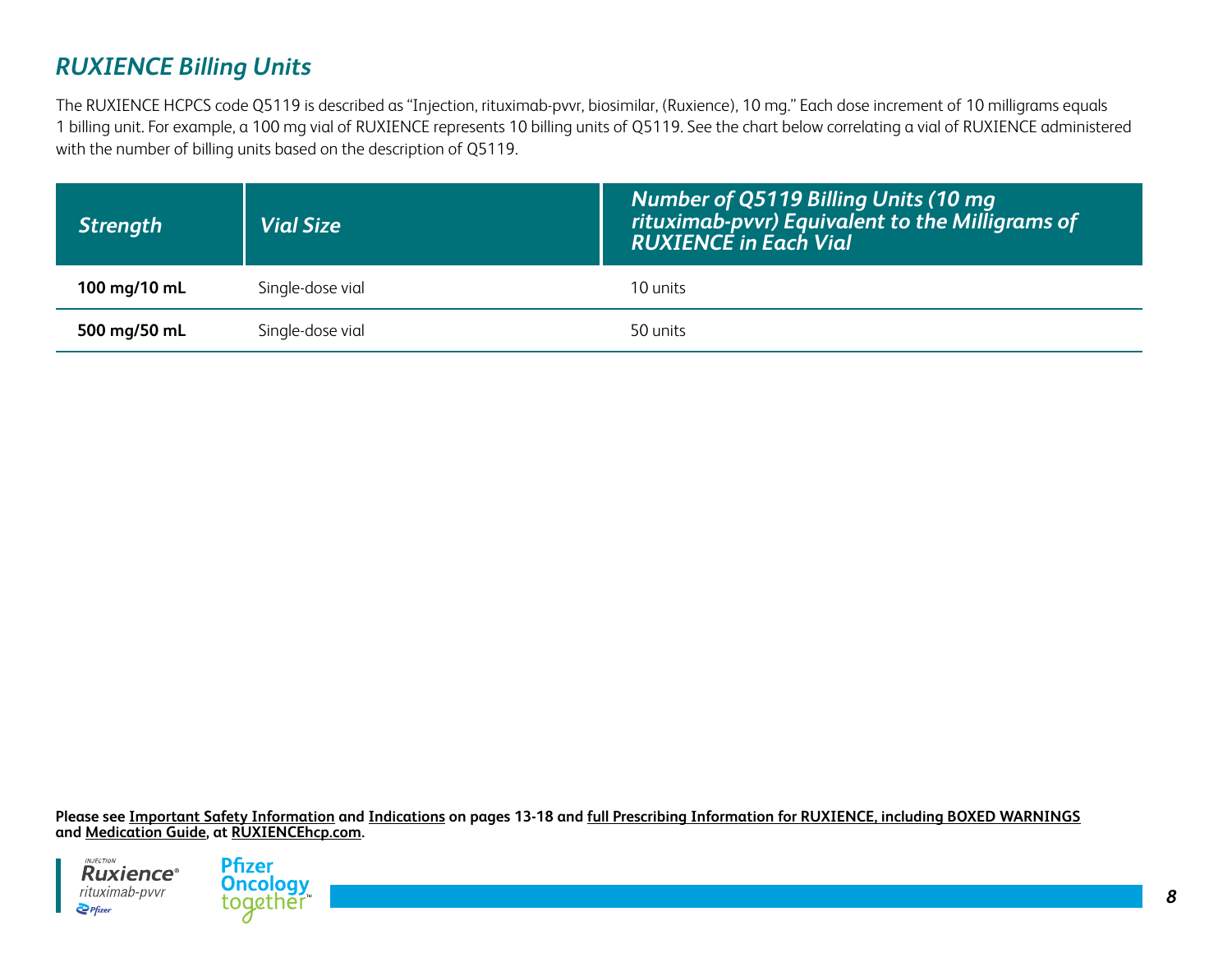## *RUXIENCE Billing Units*

The RUXIENCE HCPCS code Q5119 is described as "Injection, rituximab-pvvr, biosimilar, (Ruxience), 10 mg." Each dose increment of 10 milligrams equals 1 billing unit. For example, a 100 mg vial of RUXIENCE represents 10 billing units of Q5119. See the chart below correlating a vial of RUXIENCE administered with the number of billing units based on the description of Q5119.

| *Strength* | *Vial Size* | *Number of Q5119 Billing Units (10 mg rituximab-pvvr) Equivalent to the Milligrams of RUXIENCE in Each Vial* |
|---|---|---|
| **100 mg/10 mL** | Single-dose vial | 10 units |
| **500 mg/50 mL** | Single-dose vial | 50 units |

**Please see Important Safety Information and Indications on pages 13-18 and full Prescribing Information for RUXIENCE, including BOXED WARNINGS and Medication Guide, at RUXIENCEhcp.com.**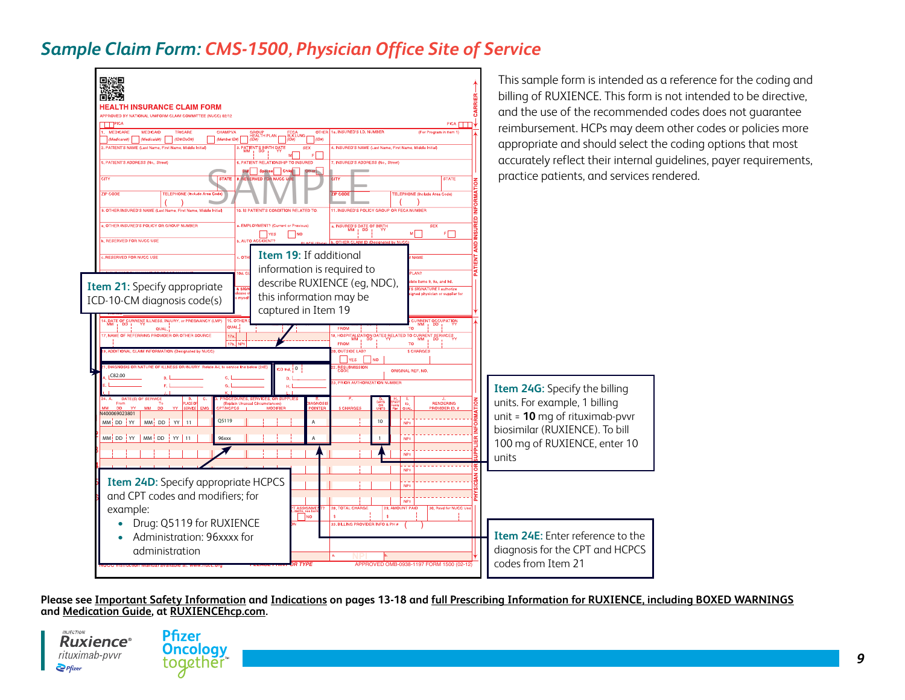# Sample Claim Form: CMS-1500, Physician Office Site of Service

This sample form is intended as a reference for the coding and billing of RUXIENCE. This form is not intended to be directive, and the use of the recommended codes does not guarantee reimbursement. HCPs may deem other codes or policies more appropriate and should select the coding options that most accurately reflect their internal guidelines, payer requirements, practice patients, and services rendered.

HEALTH INSURANCE CLAIM FORM

APPROVED BY NATIONAL UNIFORM CLAIM COMMITTEE (NUCC) 02/12

SAMPLE

**Item 19:** If additional information is required to describe RUXIENCE (eg, NDC), this information may be captured in Item 19

**Item 21:** Specify appropriate ICD-10-CM diagnosis code(s)

21. DIAGNOSIS OR NATURE OF ILLNESS OR INJURY: A. C82.00 — ICD Ind. 0

| 24. A. DATE(S) OF SERVICE From | To | B. PLACE OF SERVICE | D. CPT/HCPCS | E. DIAGNOSIS POINTER | G. DAYS OR UNITS |
|---|---|---|---|---|---|
| N400069023801 | | | | | |
| MM DD YY | MM DD YY | 11 | Q5119 | A | 10 |
| MM DD YY | MM DD YY | 11 | 96xxx | A | 1 |

**Item 24D:** Specify appropriate HCPCS and CPT codes and modifiers; for example:

- Drug: Q5119 for RUXIENCE
- Administration: 96xxxx for administration

**Item 24G:** Specify the billing units. For example, 1 billing unit = **10** mg of rituximab-pvvr biosimilar (RUXIENCE). To bill 100 mg of RUXIENCE, enter 10 units

**Item 24E:** Enter reference to the diagnosis for the CPT and HCPCS codes from Item 21

**Please see Important Safety Information and Indications on pages 13-18 and full Prescribing Information for RUXIENCE, including BOXED WARNINGS and Medication Guide, at RUXIENCEhcp.com.**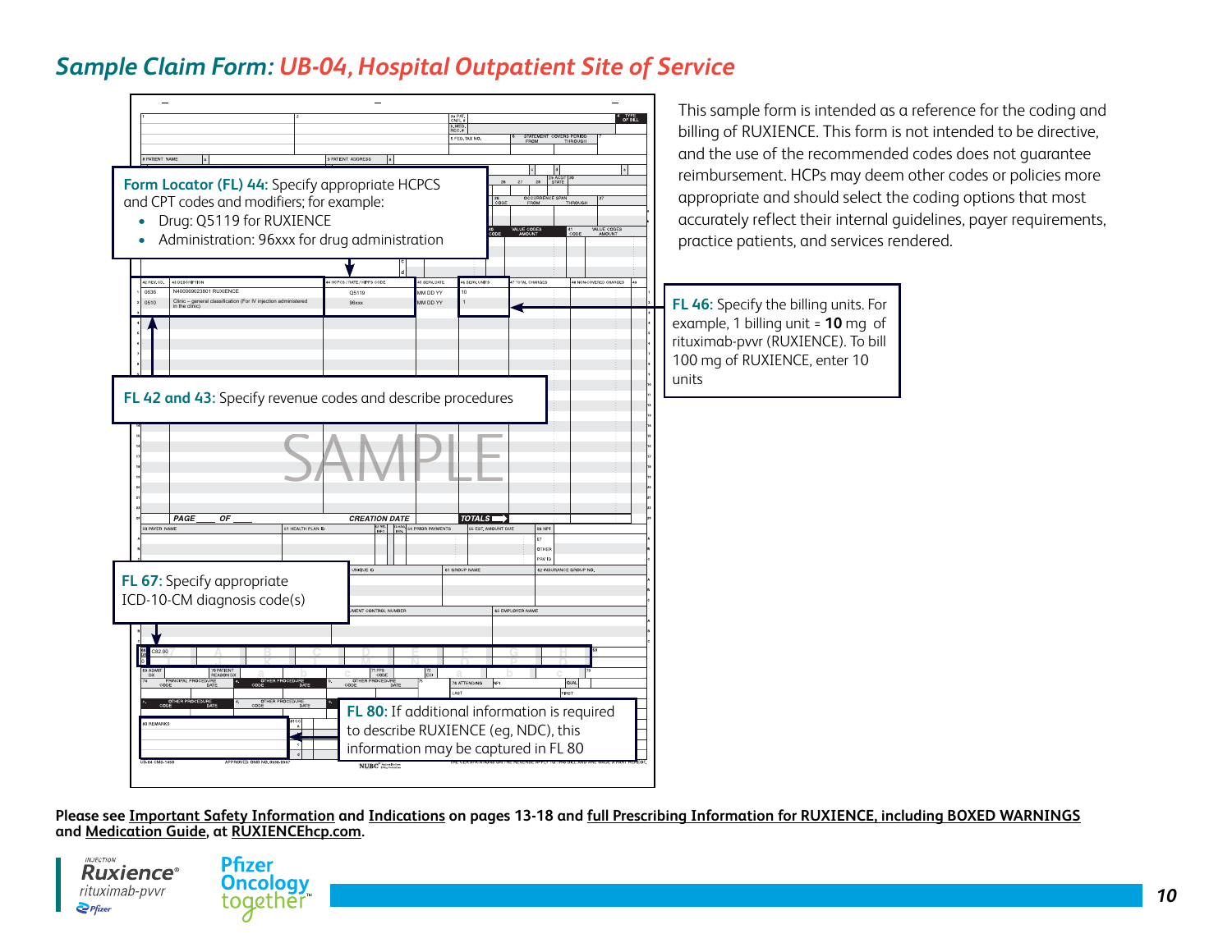# *Sample Claim Form: UB-04, Hospital Outpatient Site of Service*

This sample form is intended as a reference for the coding and billing of RUXIENCE. This form is not intended to be directive, and the use of the recommended codes does not guarantee reimbursement. HCPs may deem other codes or policies more appropriate and should select the coding options that most accurately reflect their internal guidelines, payer requirements, practice patients, and services rendered.

**Form Locator (FL) 44:** Specify appropriate HCPCS and CPT codes and modifiers; for example:

- Drug: Q5119 for RUXIENCE
- Administration: 96xxx for drug administration

**FL 42 and 43:** Specify revenue codes and describe procedures

**FL 46:** Specify the billing units. For example, 1 billing unit = **10** mg of rituximab-pvvr (RUXIENCE). To bill 100 mg of RUXIENCE, enter 10 units

**FL 67:** Specify appropriate ICD-10-CM diagnosis code(s)

**FL 80:** If additional information is required to describe RUXIENCE (eg, NDC), this information may be captured in FL 80

| 42 REV. CD. | 43 DESCRIPTION | 44 HCPCS / RATE / HIPPS CODE | 45 SERV. DATE | 46 SERV. UNITS |
|---|---|---|---|---|
| 0636 | N400069023801 RUXIENCE | Q5119 | MM DD YY | 10 |
| 0510 | Clinic – general classification (For IV injection administered in the clinic) | 96xxx | MM DD YY | 1 |

FL 67: C82.00

SAMPLE

**Please see Important Safety Information and Indications on pages 13-18 and full Prescribing Information for RUXIENCE, including BOXED WARNINGS and Medication Guide, at RUXIENCEhcp.com.**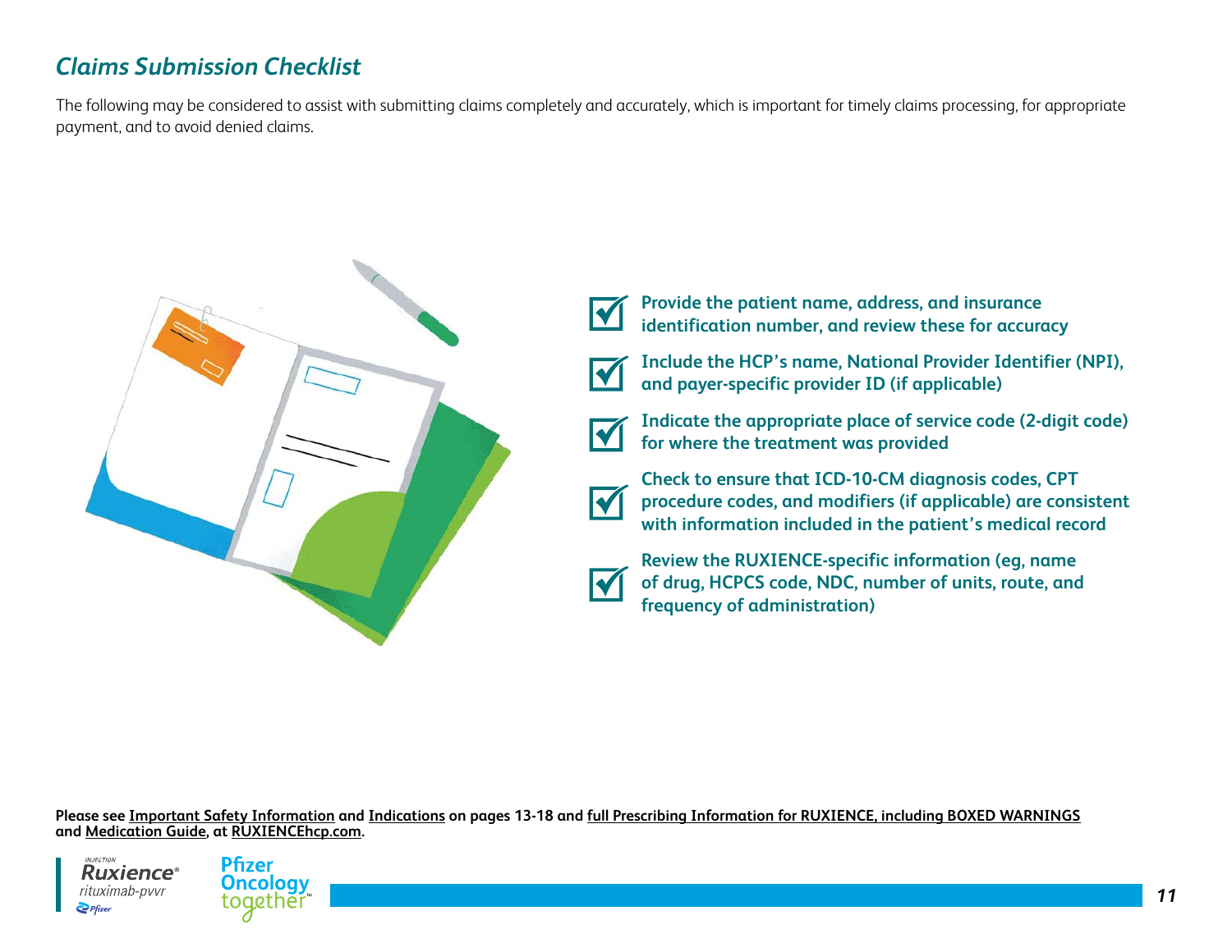## *Claims Submission Checklist*

The following may be considered to assist with submitting claims completely and accurately, which is important for timely claims processing, for appropriate payment, and to avoid denied claims.

- ☑ **Provide the patient name, address, and insurance identification number, and review these for accuracy**
- ☑ **Include the HCP's name, National Provider Identifier (NPI), and payer-specific provider ID (if applicable)**
- ☑ **Indicate the appropriate place of service code (2-digit code) for where the treatment was provided**
- ☑ **Check to ensure that ICD-10-CM diagnosis codes, CPT procedure codes, and modifiers (if applicable) are consistent with information included in the patient's medical record**
- ☑ **Review the RUXIENCE-specific information (eg, name of drug, HCPCS code, NDC, number of units, route, and frequency of administration)**

**Please see Important Safety Information and Indications on pages 13-18 and full Prescribing Information for RUXIENCE, including BOXED WARNINGS and Medication Guide, at RUXIENCEhcp.com.**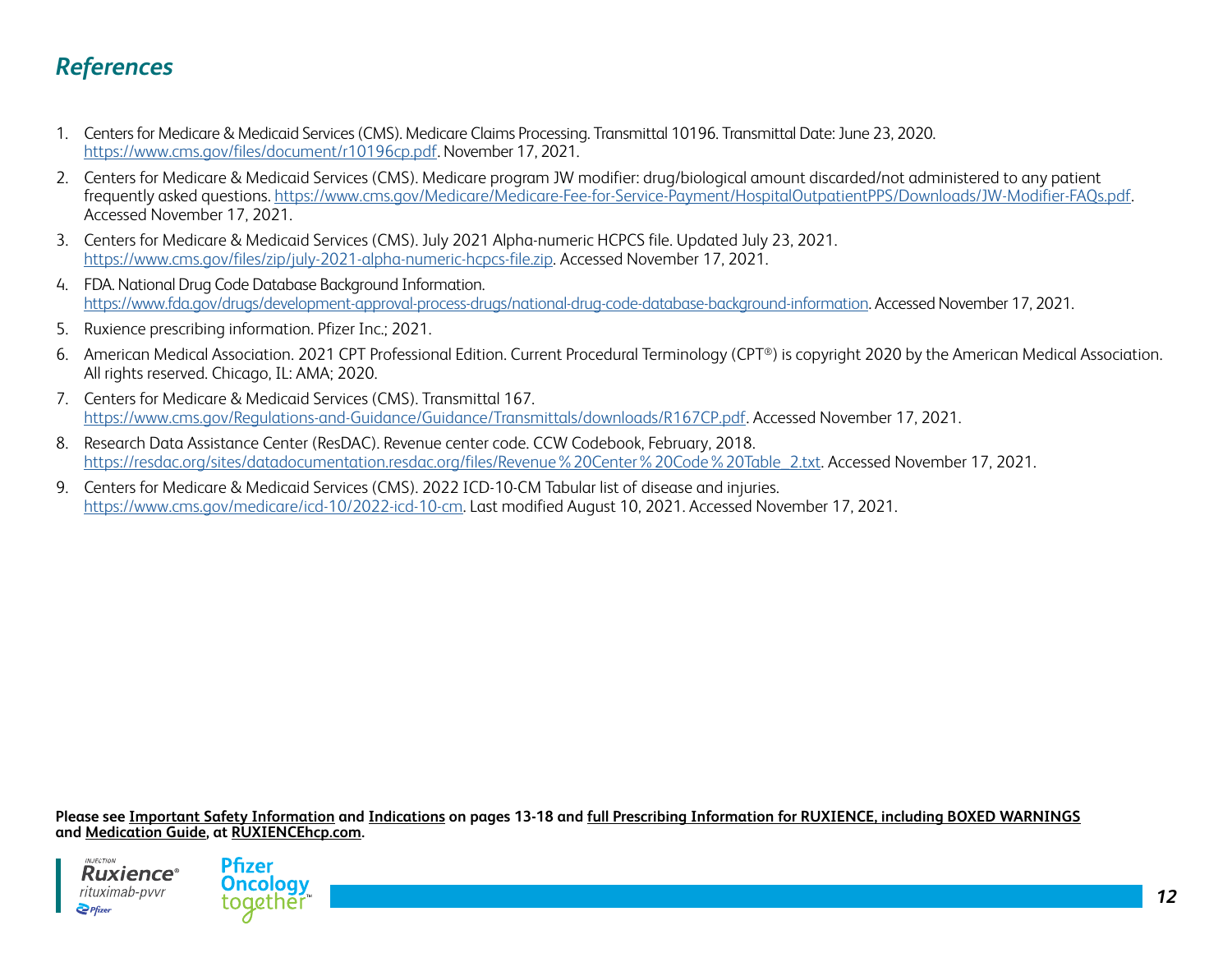## *References*

1. Centers for Medicare & Medicaid Services (CMS). Medicare Claims Processing. Transmittal 10196. Transmittal Date: June 23, 2020. https://www.cms.gov/files/document/r10196cp.pdf. November 17, 2021.
2. Centers for Medicare & Medicaid Services (CMS). Medicare program JW modifier: drug/biological amount discarded/not administered to any patient frequently asked questions. https://www.cms.gov/Medicare/Medicare-Fee-for-Service-Payment/HospitalOutpatientPPS/Downloads/JW-Modifier-FAQs.pdf. Accessed November 17, 2021.
3. Centers for Medicare & Medicaid Services (CMS). July 2021 Alpha-numeric HCPCS file. Updated July 23, 2021. https://www.cms.gov/files/zip/july-2021-alpha-numeric-hcpcs-file.zip. Accessed November 17, 2021.
4. FDA. National Drug Code Database Background Information. https://www.fda.gov/drugs/development-approval-process-drugs/national-drug-code-database-background-information. Accessed November 17, 2021.
5. Ruxience prescribing information. Pfizer Inc.; 2021.
6. American Medical Association. 2021 CPT Professional Edition. Current Procedural Terminology (CPT®) is copyright 2020 by the American Medical Association. All rights reserved. Chicago, IL: AMA; 2020.
7. Centers for Medicare & Medicaid Services (CMS). Transmittal 167. https://www.cms.gov/Regulations-and-Guidance/Guidance/Transmittals/downloads/R167CP.pdf. Accessed November 17, 2021.
8. Research Data Assistance Center (ResDAC). Revenue center code. CCW Codebook, February, 2018. https://resdac.org/sites/datadocumentation.resdac.org/files/Revenue%20Center%20Code%20Table_2.txt. Accessed November 17, 2021.
9. Centers for Medicare & Medicaid Services (CMS). 2022 ICD-10-CM Tabular list of disease and injuries. https://www.cms.gov/medicare/icd-10/2022-icd-10-cm. Last modified August 10, 2021. Accessed November 17, 2021.

**Please see Important Safety Information and Indications on pages 13-18 and full Prescribing Information for RUXIENCE, including BOXED WARNINGS and Medication Guide, at RUXIENCEhcp.com.**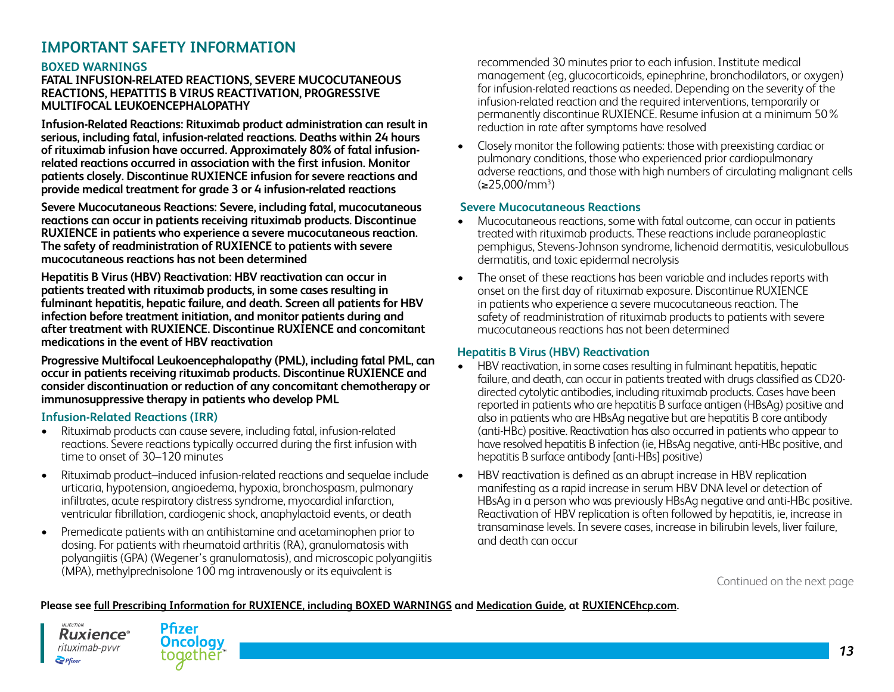## IMPORTANT SAFETY INFORMATION

### BOXED WARNINGS

**FATAL INFUSION-RELATED REACTIONS, SEVERE MUCOCUTANEOUS REACTIONS, HEPATITIS B VIRUS REACTIVATION, PROGRESSIVE MULTIFOCAL LEUKOENCEPHALOPATHY**

**Infusion-Related Reactions: Rituximab product administration can result in serious, including fatal, infusion-related reactions. Deaths within 24 hours of rituximab infusion have occurred. Approximately 80% of fatal infusion-related reactions occurred in association with the first infusion. Monitor patients closely. Discontinue RUXIENCE infusion for severe reactions and provide medical treatment for grade 3 or 4 infusion-related reactions**

**Severe Mucocutaneous Reactions: Severe, including fatal, mucocutaneous reactions can occur in patients receiving rituximab products. Discontinue RUXIENCE in patients who experience a severe mucocutaneous reaction. The safety of readministration of RUXIENCE to patients with severe mucocutaneous reactions has not been determined**

**Hepatitis B Virus (HBV) Reactivation: HBV reactivation can occur in patients treated with rituximab products, in some cases resulting in fulminant hepatitis, hepatic failure, and death. Screen all patients for HBV infection before treatment initiation, and monitor patients during and after treatment with RUXIENCE. Discontinue RUXIENCE and concomitant medications in the event of HBV reactivation**

**Progressive Multifocal Leukoencephalopathy (PML), including fatal PML, can occur in patients receiving rituximab products. Discontinue RUXIENCE and consider discontinuation or reduction of any concomitant chemotherapy or immunosuppressive therapy in patients who develop PML**

### Infusion-Related Reactions (IRR)

- Rituximab products can cause severe, including fatal, infusion-related reactions. Severe reactions typically occurred during the first infusion with time to onset of 30–120 minutes
- Rituximab product–induced infusion-related reactions and sequelae include urticaria, hypotension, angioedema, hypoxia, bronchospasm, pulmonary infiltrates, acute respiratory distress syndrome, myocardial infarction, ventricular fibrillation, cardiogenic shock, anaphylactoid events, or death
- Premedicate patients with an antihistamine and acetaminophen prior to dosing. For patients with rheumatoid arthritis (RA), granulomatosis with polyangiitis (GPA) (Wegener's granulomatosis), and microscopic polyangiitis (MPA), methylprednisolone 100 mg intravenously or its equivalent is recommended 30 minutes prior to each infusion. Institute medical management (eg, glucocorticoids, epinephrine, bronchodilators, or oxygen) for infusion-related reactions as needed. Depending on the severity of the infusion-related reaction and the required interventions, temporarily or permanently discontinue RUXIENCE. Resume infusion at a minimum 50% reduction in rate after symptoms have resolved
- Closely monitor the following patients: those with preexisting cardiac or pulmonary conditions, those who experienced prior cardiopulmonary adverse reactions, and those with high numbers of circulating malignant cells ($\geq$25,000/mm$^3$)

### Severe Mucocutaneous Reactions

- Mucocutaneous reactions, some with fatal outcome, can occur in patients treated with rituximab products. These reactions include paraneoplastic pemphigus, Stevens-Johnson syndrome, lichenoid dermatitis, vesiculobullous dermatitis, and toxic epidermal necrolysis
- The onset of these reactions has been variable and includes reports with onset on the first day of rituximab exposure. Discontinue RUXIENCE in patients who experience a severe mucocutaneous reaction. The safety of readministration of rituximab products to patients with severe mucocutaneous reactions has not been determined

### Hepatitis B Virus (HBV) Reactivation

- HBV reactivation, in some cases resulting in fulminant hepatitis, hepatic failure, and death, can occur in patients treated with drugs classified as CD20-directed cytolytic antibodies, including rituximab products. Cases have been reported in patients who are hepatitis B surface antigen (HBsAg) positive and also in patients who are HBsAg negative but are hepatitis B core antibody (anti-HBc) positive. Reactivation has also occurred in patients who appear to have resolved hepatitis B infection (ie, HBsAg negative, anti-HBc positive, and hepatitis B surface antibody [anti-HBs] positive)
- HBV reactivation is defined as an abrupt increase in HBV replication manifesting as a rapid increase in serum HBV DNA level or detection of HBsAg in a person who was previously HBsAg negative and anti-HBc positive. Reactivation of HBV replication is often followed by hepatitis, ie, increase in transaminase levels. In severe cases, increase in bilirubin levels, liver failure, and death can occur

Continued on the next page

**Please see full Prescribing Information for RUXIENCE, including BOXED WARNINGS and Medication Guide, at RUXIENCEhcp.com.**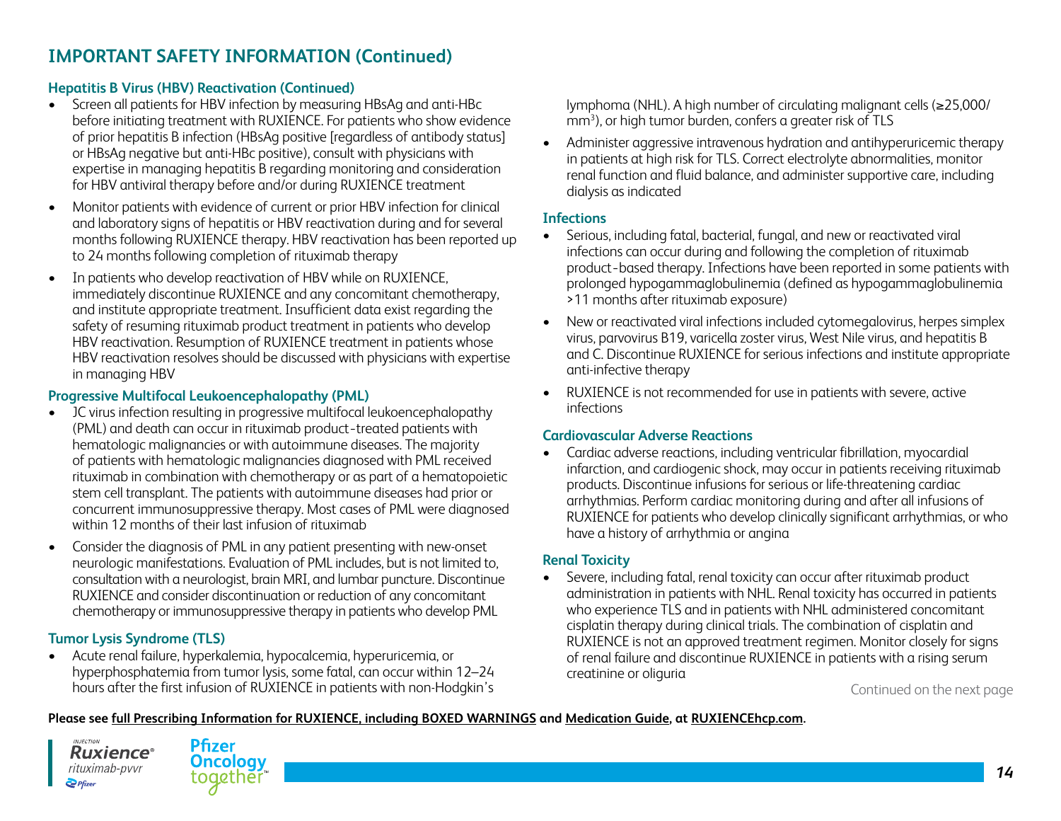# IMPORTANT SAFETY INFORMATION (Continued)

### Hepatitis B Virus (HBV) Reactivation (Continued)

- Screen all patients for HBV infection by measuring HBsAg and anti-HBc before initiating treatment with RUXIENCE. For patients who show evidence of prior hepatitis B infection (HBsAg positive [regardless of antibody status] or HBsAg negative but anti-HBc positive), consult with physicians with expertise in managing hepatitis B regarding monitoring and consideration for HBV antiviral therapy before and/or during RUXIENCE treatment
- Monitor patients with evidence of current or prior HBV infection for clinical and laboratory signs of hepatitis or HBV reactivation during and for several months following RUXIENCE therapy. HBV reactivation has been reported up to 24 months following completion of rituximab therapy
- In patients who develop reactivation of HBV while on RUXIENCE, immediately discontinue RUXIENCE and any concomitant chemotherapy, and institute appropriate treatment. Insufficient data exist regarding the safety of resuming rituximab product treatment in patients who develop HBV reactivation. Resumption of RUXIENCE treatment in patients whose HBV reactivation resolves should be discussed with physicians with expertise in managing HBV

### Progressive Multifocal Leukoencephalopathy (PML)

- JC virus infection resulting in progressive multifocal leukoencephalopathy (PML) and death can occur in rituximab product-treated patients with hematologic malignancies or with autoimmune diseases. The majority of patients with hematologic malignancies diagnosed with PML received rituximab in combination with chemotherapy or as part of a hematopoietic stem cell transplant. The patients with autoimmune diseases had prior or concurrent immunosuppressive therapy. Most cases of PML were diagnosed within 12 months of their last infusion of rituximab
- Consider the diagnosis of PML in any patient presenting with new-onset neurologic manifestations. Evaluation of PML includes, but is not limited to, consultation with a neurologist, brain MRI, and lumbar puncture. Discontinue RUXIENCE and consider discontinuation or reduction of any concomitant chemotherapy or immunosuppressive therapy in patients who develop PML

### Tumor Lysis Syndrome (TLS)

- Acute renal failure, hyperkalemia, hypocalcemia, hyperuricemia, or hyperphosphatemia from tumor lysis, some fatal, can occur within 12–24 hours after the first infusion of RUXIENCE in patients with non-Hodgkin's lymphoma (NHL). A high number of circulating malignant cells (≥25,000/$mm^3$), or high tumor burden, confers a greater risk of TLS
- Administer aggressive intravenous hydration and antihyperuricemic therapy in patients at high risk for TLS. Correct electrolyte abnormalities, monitor renal function and fluid balance, and administer supportive care, including dialysis as indicated

### Infections

- Serious, including fatal, bacterial, fungal, and new or reactivated viral infections can occur during and following the completion of rituximab product-based therapy. Infections have been reported in some patients with prolonged hypogammaglobulinemia (defined as hypogammaglobulinemia >11 months after rituximab exposure)
- New or reactivated viral infections included cytomegalovirus, herpes simplex virus, parvovirus B19, varicella zoster virus, West Nile virus, and hepatitis B and C. Discontinue RUXIENCE for serious infections and institute appropriate anti-infective therapy
- RUXIENCE is not recommended for use in patients with severe, active infections

### Cardiovascular Adverse Reactions

- Cardiac adverse reactions, including ventricular fibrillation, myocardial infarction, and cardiogenic shock, may occur in patients receiving rituximab products. Discontinue infusions for serious or life-threatening cardiac arrhythmias. Perform cardiac monitoring during and after all infusions of RUXIENCE for patients who develop clinically significant arrhythmias, or who have a history of arrhythmia or angina

### Renal Toxicity

- Severe, including fatal, renal toxicity can occur after rituximab product administration in patients with NHL. Renal toxicity has occurred in patients who experience TLS and in patients with NHL administered concomitant cisplatin therapy during clinical trials. The combination of cisplatin and RUXIENCE is not an approved treatment regimen. Monitor closely for signs of renal failure and discontinue RUXIENCE in patients with a rising serum creatinine or oliguria

Continued on the next page

**Please see full Prescribing Information for RUXIENCE, including BOXED WARNINGS and Medication Guide, at RUXIENCEhcp.com.**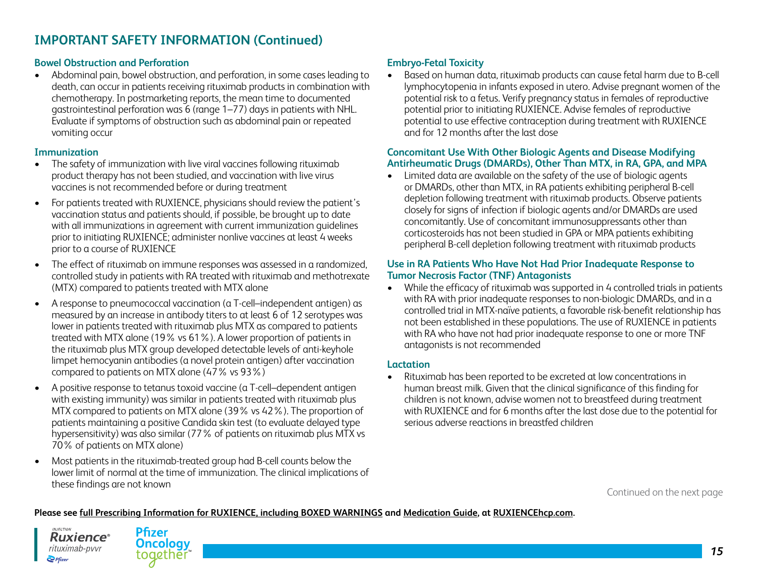## IMPORTANT SAFETY INFORMATION (Continued)

### Bowel Obstruction and Perforation

- Abdominal pain, bowel obstruction, and perforation, in some cases leading to death, can occur in patients receiving rituximab products in combination with chemotherapy. In postmarketing reports, the mean time to documented gastrointestinal perforation was 6 (range 1–77) days in patients with NHL. Evaluate if symptoms of obstruction such as abdominal pain or repeated vomiting occur

### Immunization

- The safety of immunization with live viral vaccines following rituximab product therapy has not been studied, and vaccination with live virus vaccines is not recommended before or during treatment
- For patients treated with RUXIENCE, physicians should review the patient's vaccination status and patients should, if possible, be brought up to date with all immunizations in agreement with current immunization guidelines prior to initiating RUXIENCE; administer nonlive vaccines at least 4 weeks prior to a course of RUXIENCE
- The effect of rituximab on immune responses was assessed in a randomized, controlled study in patients with RA treated with rituximab and methotrexate (MTX) compared to patients treated with MTX alone
- A response to pneumococcal vaccination (a T-cell–independent antigen) as measured by an increase in antibody titers to at least 6 of 12 serotypes was lower in patients treated with rituximab plus MTX as compared to patients treated with MTX alone (19% vs 61%). A lower proportion of patients in the rituximab plus MTX group developed detectable levels of anti-keyhole limpet hemocyanin antibodies (a novel protein antigen) after vaccination compared to patients on MTX alone (47% vs 93%)
- A positive response to tetanus toxoid vaccine (a T-cell–dependent antigen with existing immunity) was similar in patients treated with rituximab plus MTX compared to patients on MTX alone (39% vs 42%). The proportion of patients maintaining a positive Candida skin test (to evaluate delayed type hypersensitivity) was also similar (77% of patients on rituximab plus MTX vs 70% of patients on MTX alone)
- Most patients in the rituximab-treated group had B-cell counts below the lower limit of normal at the time of immunization. The clinical implications of these findings are not known

### Embryo-Fetal Toxicity

- Based on human data, rituximab products can cause fetal harm due to B-cell lymphocytopenia in infants exposed in utero. Advise pregnant women of the potential risk to a fetus. Verify pregnancy status in females of reproductive potential prior to initiating RUXIENCE. Advise females of reproductive potential to use effective contraception during treatment with RUXIENCE and for 12 months after the last dose

### Concomitant Use With Other Biologic Agents and Disease Modifying Antirheumatic Drugs (DMARDs), Other Than MTX, in RA, GPA, and MPA

- Limited data are available on the safety of the use of biologic agents or DMARDs, other than MTX, in RA patients exhibiting peripheral B-cell depletion following treatment with rituximab products. Observe patients closely for signs of infection if biologic agents and/or DMARDs are used concomitantly. Use of concomitant immunosuppressants other than corticosteroids has not been studied in GPA or MPA patients exhibiting peripheral B-cell depletion following treatment with rituximab products

### Use in RA Patients Who Have Not Had Prior Inadequate Response to Tumor Necrosis Factor (TNF) Antagonists

- While the efficacy of rituximab was supported in 4 controlled trials in patients with RA with prior inadequate responses to non-biologic DMARDs, and in a controlled trial in MTX-naïve patients, a favorable risk-benefit relationship has not been established in these populations. The use of RUXIENCE in patients with RA who have not had prior inadequate response to one or more TNF antagonists is not recommended

### Lactation

- Rituximab has been reported to be excreted at low concentrations in human breast milk. Given that the clinical significance of this finding for children is not known, advise women not to breastfeed during treatment with RUXIENCE and for 6 months after the last dose due to the potential for serious adverse reactions in breastfed children

Continued on the next page

**Please see full Prescribing Information for RUXIENCE, including BOXED WARNINGS and Medication Guide, at RUXIENCEhcp.com.**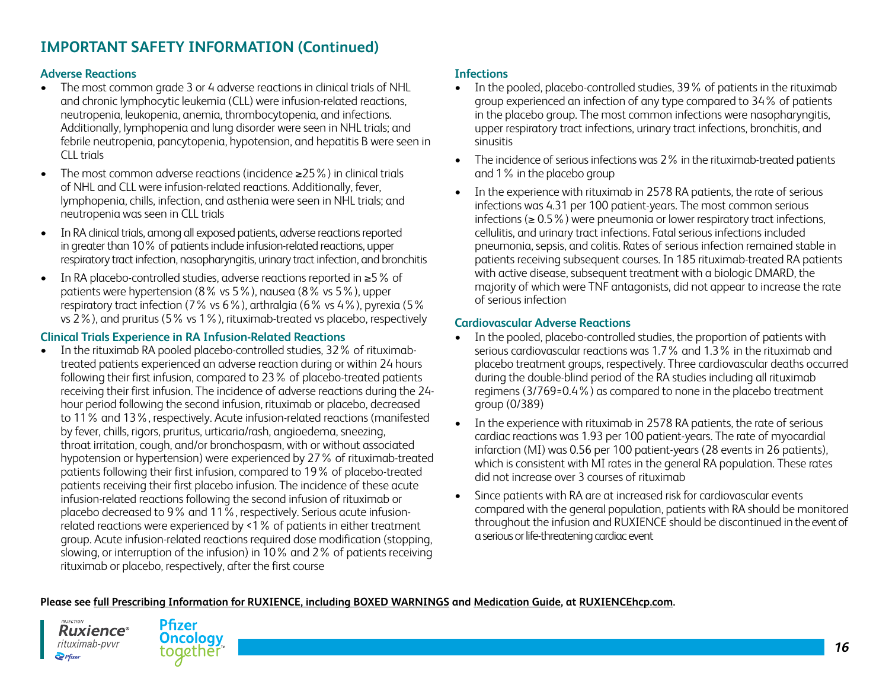## IMPORTANT SAFETY INFORMATION (Continued)

### Adverse Reactions

- The most common grade 3 or 4 adverse reactions in clinical trials of NHL and chronic lymphocytic leukemia (CLL) were infusion-related reactions, neutropenia, leukopenia, anemia, thrombocytopenia, and infections. Additionally, lymphopenia and lung disorder were seen in NHL trials; and febrile neutropenia, pancytopenia, hypotension, and hepatitis B were seen in CLL trials
- The most common adverse reactions (incidence ≥25%) in clinical trials of NHL and CLL were infusion-related reactions. Additionally, fever, lymphopenia, chills, infection, and asthenia were seen in NHL trials; and neutropenia was seen in CLL trials
- In RA clinical trials, among all exposed patients, adverse reactions reported in greater than 10% of patients include infusion-related reactions, upper respiratory tract infection, nasopharyngitis, urinary tract infection, and bronchitis
- In RA placebo-controlled studies, adverse reactions reported in ≥5% of patients were hypertension (8% vs 5%), nausea (8% vs 5%), upper respiratory tract infection (7% vs 6%), arthralgia (6% vs 4%), pyrexia (5% vs 2%), and pruritus (5% vs 1%), rituximab-treated vs placebo, respectively

### Clinical Trials Experience in RA Infusion-Related Reactions

- In the rituximab RA pooled placebo-controlled studies, 32% of rituximab-treated patients experienced an adverse reaction during or within 24 hours following their first infusion, compared to 23% of placebo-treated patients receiving their first infusion. The incidence of adverse reactions during the 24-hour period following the second infusion, rituximab or placebo, decreased to 11% and 13%, respectively. Acute infusion-related reactions (manifested by fever, chills, rigors, pruritus, urticaria/rash, angioedema, sneezing, throat irritation, cough, and/or bronchospasm, with or without associated hypotension or hypertension) were experienced by 27% of rituximab-treated patients following their first infusion, compared to 19% of placebo-treated patients receiving their first placebo infusion. The incidence of these acute infusion-related reactions following the second infusion of rituximab or placebo decreased to 9% and 11%, respectively. Serious acute infusion-related reactions were experienced by <1% of patients in either treatment group. Acute infusion-related reactions required dose modification (stopping, slowing, or interruption of the infusion) in 10% and 2% of patients receiving rituximab or placebo, respectively, after the first course

### Infections

- In the pooled, placebo-controlled studies, 39% of patients in the rituximab group experienced an infection of any type compared to 34% of patients in the placebo group. The most common infections were nasopharyngitis, upper respiratory tract infections, urinary tract infections, bronchitis, and sinusitis
- The incidence of serious infections was 2% in the rituximab-treated patients and 1% in the placebo group
- In the experience with rituximab in 2578 RA patients, the rate of serious infections was 4.31 per 100 patient-years. The most common serious infections (≥ 0.5%) were pneumonia or lower respiratory tract infections, cellulitis, and urinary tract infections. Fatal serious infections included pneumonia, sepsis, and colitis. Rates of serious infection remained stable in patients receiving subsequent courses. In 185 rituximab-treated RA patients with active disease, subsequent treatment with a biologic DMARD, the majority of which were TNF antagonists, did not appear to increase the rate of serious infection

### Cardiovascular Adverse Reactions

- In the pooled, placebo-controlled studies, the proportion of patients with serious cardiovascular reactions was 1.7% and 1.3% in the rituximab and placebo treatment groups, respectively. Three cardiovascular deaths occurred during the double-blind period of the RA studies including all rituximab regimens (3/769=0.4%) as compared to none in the placebo treatment group (0/389)
- In the experience with rituximab in 2578 RA patients, the rate of serious cardiac reactions was 1.93 per 100 patient-years. The rate of myocardial infarction (MI) was 0.56 per 100 patient-years (28 events in 26 patients), which is consistent with MI rates in the general RA population. These rates did not increase over 3 courses of rituximab
- Since patients with RA are at increased risk for cardiovascular events compared with the general population, patients with RA should be monitored throughout the infusion and RUXIENCE should be discontinued in the event of a serious or life-threatening cardiac event

**Please see full Prescribing Information for RUXIENCE, including BOXED WARNINGS and Medication Guide, at RUXIENCEhcp.com.**

INJECTION Ruxience® rituximab-pvvr Pfizer

Pfizer Oncology together™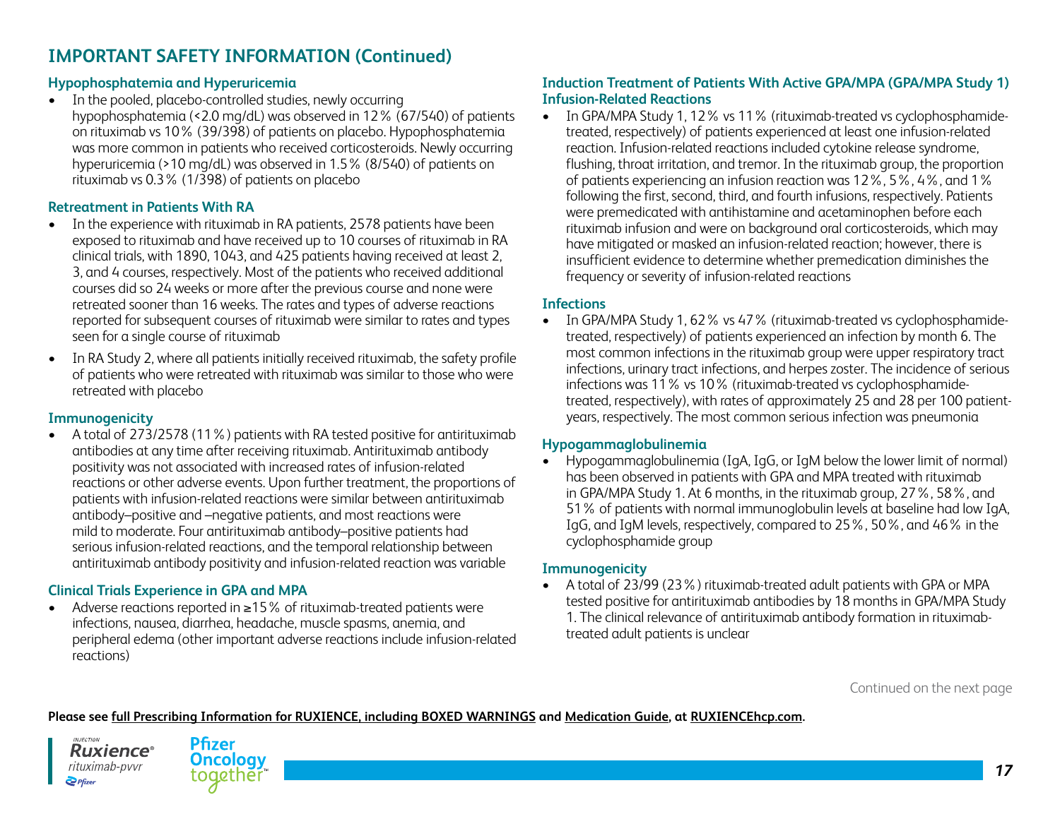## IMPORTANT SAFETY INFORMATION (Continued)

### Hypophosphatemia and Hyperuricemia

- In the pooled, placebo-controlled studies, newly occurring hypophosphatemia (<2.0 mg/dL) was observed in 12% (67/540) of patients on rituximab vs 10% (39/398) of patients on placebo. Hypophosphatemia was more common in patients who received corticosteroids. Newly occurring hyperuricemia (>10 mg/dL) was observed in 1.5% (8/540) of patients on rituximab vs 0.3% (1/398) of patients on placebo

### Retreatment in Patients With RA

- In the experience with rituximab in RA patients, 2578 patients have been exposed to rituximab and have received up to 10 courses of rituximab in RA clinical trials, with 1890, 1043, and 425 patients having received at least 2, 3, and 4 courses, respectively. Most of the patients who received additional courses did so 24 weeks or more after the previous course and none were retreated sooner than 16 weeks. The rates and types of adverse reactions reported for subsequent courses of rituximab were similar to rates and types seen for a single course of rituximab
- In RA Study 2, where all patients initially received rituximab, the safety profile of patients who were retreated with rituximab was similar to those who were retreated with placebo

### Immunogenicity

- A total of 273/2578 (11%) patients with RA tested positive for antirituximab antibodies at any time after receiving rituximab. Antirituximab antibody positivity was not associated with increased rates of infusion-related reactions or other adverse events. Upon further treatment, the proportions of patients with infusion-related reactions were similar between antirituximab antibody–positive and –negative patients, and most reactions were mild to moderate. Four antirituximab antibody–positive patients had serious infusion-related reactions, and the temporal relationship between antirituximab antibody positivity and infusion-related reaction was variable

### Clinical Trials Experience in GPA and MPA

- Adverse reactions reported in ≥15% of rituximab-treated patients were infections, nausea, diarrhea, headache, muscle spasms, anemia, and peripheral edema (other important adverse reactions include infusion-related reactions)

### Induction Treatment of Patients With Active GPA/MPA (GPA/MPA Study 1)

### Infusion-Related Reactions

- In GPA/MPA Study 1, 12% vs 11% (rituximab-treated vs cyclophosphamide-treated, respectively) of patients experienced at least one infusion-related reaction. Infusion-related reactions included cytokine release syndrome, flushing, throat irritation, and tremor. In the rituximab group, the proportion of patients experiencing an infusion reaction was 12%, 5%, 4%, and 1% following the first, second, third, and fourth infusions, respectively. Patients were premedicated with antihistamine and acetaminophen before each rituximab infusion and were on background oral corticosteroids, which may have mitigated or masked an infusion-related reaction; however, there is insufficient evidence to determine whether premedication diminishes the frequency or severity of infusion-related reactions

### Infections

- In GPA/MPA Study 1, 62% vs 47% (rituximab-treated vs cyclophosphamide-treated, respectively) of patients experienced an infection by month 6. The most common infections in the rituximab group were upper respiratory tract infections, urinary tract infections, and herpes zoster. The incidence of serious infections was 11% vs 10% (rituximab-treated vs cyclophosphamide-treated, respectively), with rates of approximately 25 and 28 per 100 patient-years, respectively. The most common serious infection was pneumonia

### Hypogammaglobulinemia

- Hypogammaglobulinemia (IgA, IgG, or IgM below the lower limit of normal) has been observed in patients with GPA and MPA treated with rituximab in GPA/MPA Study 1. At 6 months, in the rituximab group, 27%, 58%, and 51% of patients with normal immunoglobulin levels at baseline had low IgA, IgG, and IgM levels, respectively, compared to 25%, 50%, and 46% in the cyclophosphamide group

### Immunogenicity

- A total of 23/99 (23%) rituximab-treated adult patients with GPA or MPA tested positive for antirituximab antibodies by 18 months in GPA/MPA Study 1. The clinical relevance of antirituximab antibody formation in rituximab-treated adult patients is unclear

Continued on the next page

**Please see full Prescribing Information for RUXIENCE, including BOXED WARNINGS and Medication Guide, at RUXIENCEhcp.com.**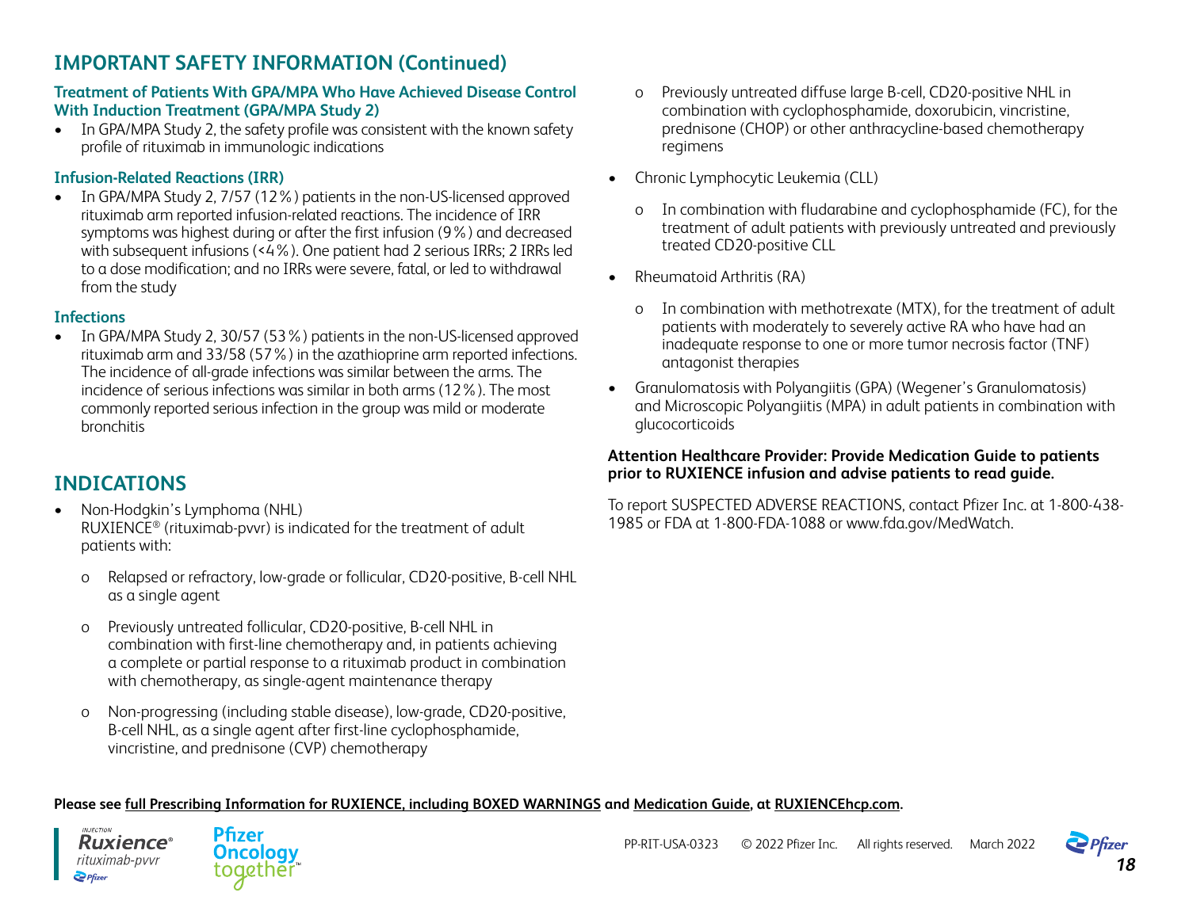## IMPORTANT SAFETY INFORMATION (Continued)

**Treatment of Patients With GPA/MPA Who Have Achieved Disease Control With Induction Treatment (GPA/MPA Study 2)**

- In GPA/MPA Study 2, the safety profile was consistent with the known safety profile of rituximab in immunologic indications

**Infusion-Related Reactions (IRR)**

- In GPA/MPA Study 2, 7/57 (12%) patients in the non-US-licensed approved rituximab arm reported infusion-related reactions. The incidence of IRR symptoms was highest during or after the first infusion (9%) and decreased with subsequent infusions (<4%). One patient had 2 serious IRRs; 2 IRRs led to a dose modification; and no IRRs were severe, fatal, or led to withdrawal from the study

**Infections**

- In GPA/MPA Study 2, 30/57 (53%) patients in the non-US-licensed approved rituximab arm and 33/58 (57%) in the azathioprine arm reported infections. The incidence of all-grade infections was similar between the arms. The incidence of serious infections was similar in both arms (12%). The most commonly reported serious infection in the group was mild or moderate bronchitis

## INDICATIONS

- Non-Hodgkin's Lymphoma (NHL)
  RUXIENCE® (rituximab-pvvr) is indicated for the treatment of adult patients with:
  - Relapsed or refractory, low-grade or follicular, CD20-positive, B-cell NHL as a single agent
  - Previously untreated follicular, CD20-positive, B-cell NHL in combination with first-line chemotherapy and, in patients achieving a complete or partial response to a rituximab product in combination with chemotherapy, as single-agent maintenance therapy
  - Non-progressing (including stable disease), low-grade, CD20-positive, B-cell NHL, as a single agent after first-line cyclophosphamide, vincristine, and prednisone (CVP) chemotherapy
  - Previously untreated diffuse large B-cell, CD20-positive NHL in combination with cyclophosphamide, doxorubicin, vincristine, prednisone (CHOP) or other anthracycline-based chemotherapy regimens
- Chronic Lymphocytic Leukemia (CLL)
  - In combination with fludarabine and cyclophosphamide (FC), for the treatment of adult patients with previously untreated and previously treated CD20-positive CLL
- Rheumatoid Arthritis (RA)
  - In combination with methotrexate (MTX), for the treatment of adult patients with moderately to severely active RA who have had an inadequate response to one or more tumor necrosis factor (TNF) antagonist therapies
- Granulomatosis with Polyangiitis (GPA) (Wegener's Granulomatosis) and Microscopic Polyangiitis (MPA) in adult patients in combination with glucocorticoids

**Attention Healthcare Provider: Provide Medication Guide to patients prior to RUXIENCE infusion and advise patients to read guide.**

To report SUSPECTED ADVERSE REACTIONS, contact Pfizer Inc. at 1-800-438-1985 or FDA at 1-800-FDA-1088 or www.fda.gov/MedWatch.

**Please see full Prescribing Information for RUXIENCE, including BOXED WARNINGS and Medication Guide, at RUXIENCEhcp.com.**

PP-RIT-USA-0323 © 2022 Pfizer Inc. All rights reserved. March 2022